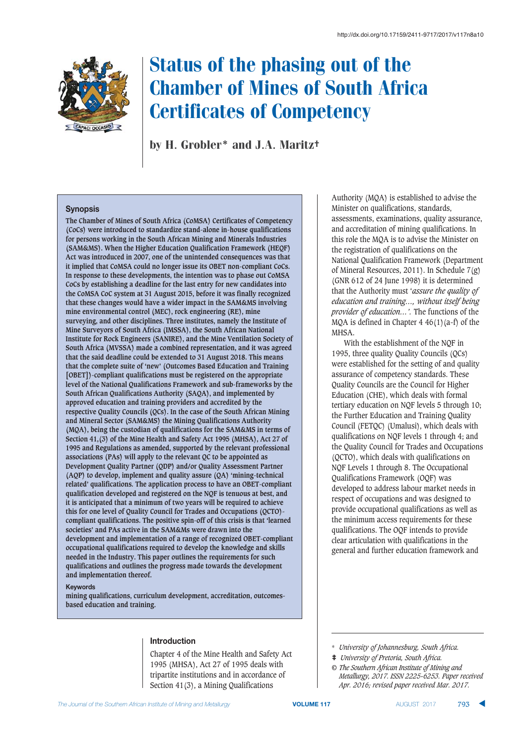http://dx.doi.org/10.17159/2411-9717/2017/v117n8a10

# Status of the phasing out of the Chamber of Mines of South Africa Certificates of Competency

by H. Grobler* and J.A. Maritz‡

## Synopsis

The Chamber of Mines of South Africa (CoMSA) Certificates of Competency (CoCs) were introduced to standardize stand-alone in-house qualifications for persons working in the South African Mining and Minerals Industries (SAM&MS). When the Higher Education Qualification Framework (HEQF) Act was introduced in 2007, one of the unintended consequences was that it implied that CoMSA could no longer issue its OBET non-compliant CoCs. In response to these developments, the intention was to phase out CoMSA CoCs by establishing a deadline for the last entry for new candidates into the CoMSA CoC system at 31 August 2015, before it was finally recognized that these changes would have a wider impact in the SAM&MS involving mine environmental control (MEC), rock engineering (RE), mine surveying, and other disciplines. Three institutes, namely the Institute of Mine Surveyors of South Africa (IMSSA), the South African National Institute for Rock Engineers (SANIRE), and the Mine Ventilation Society of South Africa (MVSSA) made a combined representation, and it was agreed that the said deadline could be extended to 31 August 2018. This means that the complete suite of 'new' (Outcomes Based Education and Training [OBET])-compliant qualifications must be registered on the appropriate level of the National Qualifications Framework and sub-frameworks by the South African Qualifications Authority (SAQA), and implemented by approved education and training providers and accredited by the respective Quality Councils (QCs). In the case of the South African Mining and Mineral Sector (SAM&MS) the Mining Qualifications Authority (MQA), being the custodian of qualifications for the SAM&MS in terms of Section 41,(3) of the Mine Health and Safety Act 1995 (MHSA), Act 27 of 1995 and Regulations as amended, supported by the relevant professional associations (PAs) will apply to the relevant QC to be appointed as Development Quality Partner (QDP) and/or Quality Assessment Partner (AQP) to develop, implement and quality assure (QA) 'mining-technical related' qualifications. The application process to have an OBET-compliant qualification developed and registered on the NQF is tenuous at best, and it is anticipated that a minimum of two years will be required to achieve this for one level of Quality Council for Trades and Occupations (QCTO)-compliant qualifications. The positive spin-off of this crisis is that 'learned societies' and PAs active in the SAM&MS were drawn into the development and implementation of a range of recognized OBET-compliant occupational qualifications required to develop the knowledge and skills needed in the Industry. This paper outlines the requirements for such qualifications and outlines the progress made towards the development and implementation thereof.

**Keywords**

mining qualifications, curriculum development, accreditation, outcomes-based education and training.

## Introduction

Chapter 4 of the Mine Health and Safety Act 1995 (MHSA), Act 27 of 1995 deals with tripartite institutions and in accordance of Section 41(3), a Mining Qualifications Authority (MQA) is established to advise the Minister on qualifications, standards, assessments, examinations, quality assurance, and accreditation of mining qualifications. In this role the MQA is to advise the Minister on the registration of qualifications on the National Qualification Framework (Department of Mineral Resources, 2011). In Schedule 7(g) (GNR 612 of 24 June 1998) it is determined that the Authority must '*assure the quality of education and training..., without itself being provider of education...*'. The functions of the MQA is defined in Chapter 4 46(1)(a-f) of the MHSA.

With the establishment of the NQF in 1995, three quality Quality Councils (QCs) were established for the setting of and quality assurance of competency standards. These Quality Councils are the Council for Higher Education (CHE), which deals with formal tertiary education on NQF levels 5 through 10; the Further Education and Training Quality Council (FETQC) (Umalusi), which deals with qualifications on NQF levels 1 through 4; and the Quality Council for Trades and Occupations (QCTO), which deals with qualifications on NQF Levels 1 through 8. The Occupational Qualifications Framework (OQF) was developed to address labour market needs in respect of occupations and was designed to provide occupational qualifications as well as the minimum access requirements for these qualifications. The OQF intends to provide clear articulation with qualifications in the general and further education framework and

---

\* *University of Johannesburg, South Africa.*

‡ *University of Pretoria, South Africa.*

© *The Southern African Institute of Mining and Metallurgy, 2017. ISSN 2225-6253. Paper received Apr. 2016; revised paper received Mar. 2017.*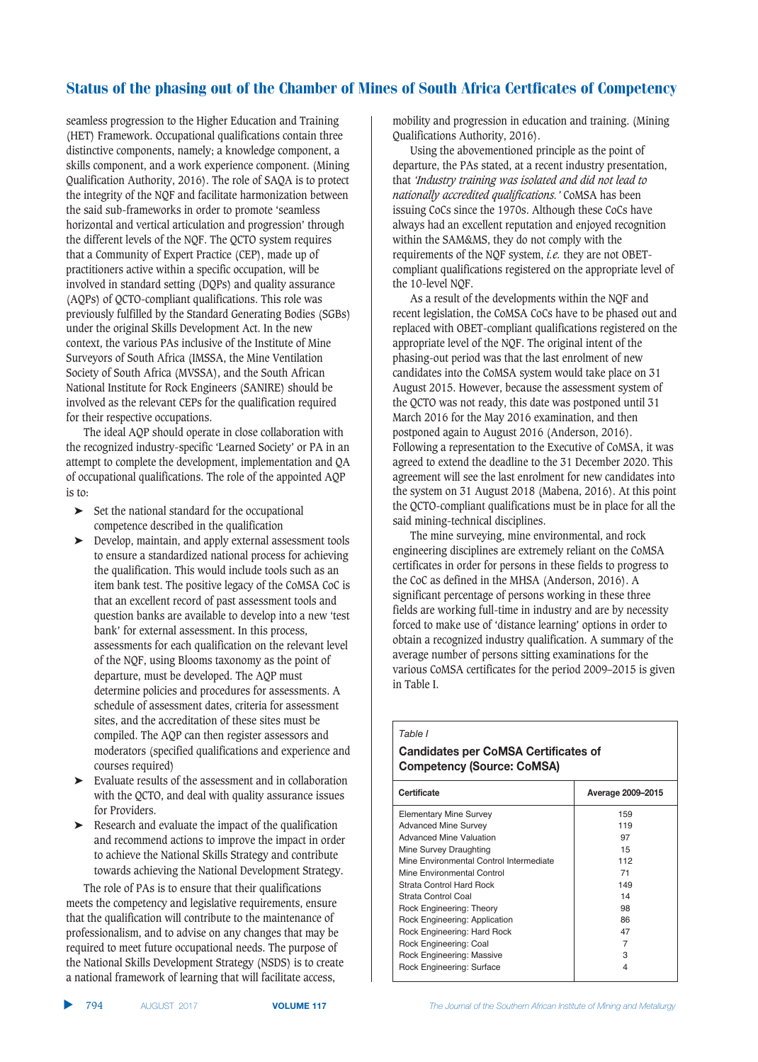seamless progression to the Higher Education and Training (HET) Framework. Occupational qualifications contain three distinctive components, namely; a knowledge component, a skills component, and a work experience component. (Mining Qualification Authority, 2016). The role of SAQA is to protect the integrity of the NQF and facilitate harmonization between the said sub-frameworks in order to promote 'seamless horizontal and vertical articulation and progression' through the different levels of the NQF. The QCTO system requires that a Community of Expert Practice (CEP), made up of practitioners active within a specific occupation, will be involved in standard setting (DQPs) and quality assurance (AQPs) of QCTO-compliant qualifications. This role was previously fulfilled by the Standard Generating Bodies (SGBs) under the original Skills Development Act. In the new context, the various PAs inclusive of the Institute of Mine Surveyors of South Africa (IMSSA, the Mine Ventilation Society of South Africa (MVSSA), and the South African National Institute for Rock Engineers (SANIRE) should be involved as the relevant CEPs for the qualification required for their respective occupations.

The ideal AQP should operate in close collaboration with the recognized industry-specific 'Learned Society' or PA in an attempt to complete the development, implementation and QA of occupational qualifications. The role of the appointed AQP is to:

- Set the national standard for the occupational competence described in the qualification
- Develop, maintain, and apply external assessment tools to ensure a standardized national process for achieving the qualification. This would include tools such as an item bank test. The positive legacy of the CoMSA CoC is that an excellent record of past assessment tools and question banks are available to develop into a new 'test bank' for external assessment. In this process, assessments for each qualification on the relevant level of the NQF, using Blooms taxonomy as the point of departure, must be developed. The AQP must determine policies and procedures for assessments. A schedule of assessment dates, criteria for assessment sites, and the accreditation of these sites must be compiled. The AQP can then register assessors and moderators (specified qualifications and experience and courses required)
- Evaluate results of the assessment and in collaboration with the QCTO, and deal with quality assurance issues for Providers.
- Research and evaluate the impact of the qualification and recommend actions to improve the impact in order to achieve the National Skills Strategy and contribute towards achieving the National Development Strategy.

The role of PAs is to ensure that their qualifications meets the competency and legislative requirements, ensure that the qualification will contribute to the maintenance of professionalism, and to advise on any changes that may be required to meet future occupational needs. The purpose of the National Skills Development Strategy (NSDS) is to create a national framework of learning that will facilitate access, mobility and progression in education and training. (Mining Qualifications Authority, 2016).

Using the abovementioned principle as the point of departure, the PAs stated, at a recent industry presentation, that *'Industry training was isolated and did not lead to nationally accredited qualifications.'* CoMSA has been issuing CoCs since the 1970s. Although these CoCs have always had an excellent reputation and enjoyed recognition within the SAM&MS, they do not comply with the requirements of the NQF system, *i.e.* they are not OBET-compliant qualifications registered on the appropriate level of the 10-level NQF.

As a result of the developments within the NQF and recent legislation, the CoMSA CoCs have to be phased out and replaced with OBET-compliant qualifications registered on the appropriate level of the NQF. The original intent of the phasing-out period was that the last enrolment of new candidates into the CoMSA system would take place on 31 August 2015. However, because the assessment system of the QCTO was not ready, this date was postponed until 31 March 2016 for the May 2016 examination, and then postponed again to August 2016 (Anderson, 2016). Following a representation to the Executive of CoMSA, it was agreed to extend the deadline to the 31 December 2020. This agreement will see the last enrolment for new candidates into the system on 31 August 2018 (Mabena, 2016). At this point the QCTO-compliant qualifications must be in place for all the said mining-technical disciplines.

The mine surveying, mine environmental, and rock engineering disciplines are extremely reliant on the CoMSA certificates in order for persons in these fields to progress to the CoC as defined in the MHSA (Anderson, 2016). A significant percentage of persons working in these three fields are working full-time in industry and are by necessity forced to make use of 'distance learning' options in order to obtain a recognized industry qualification. A summary of the average number of persons sitting examinations for the various CoMSA certificates for the period 2009–2015 is given in Table I.

*Table I*

**Candidates per CoMSA Certificates of Competency (Source: CoMSA)**

| Certificate | Average 2009–2015 |
|---|---|
| Elementary Mine Survey | 159 |
| Advanced Mine Survey | 119 |
| Advanced Mine Valuation | 97 |
| Mine Survey Draughting | 15 |
| Mine Environmental Control Intermediate | 112 |
| Mine Environmental Control | 71 |
| Strata Control Hard Rock | 149 |
| Strata Control Coal | 14 |
| Rock Engineering: Theory | 98 |
| Rock Engineering: Application | 86 |
| Rock Engineering: Hard Rock | 47 |
| Rock Engineering: Coal | 7 |
| Rock Engineering: Massive | 3 |
| Rock Engineering: Surface | 4 |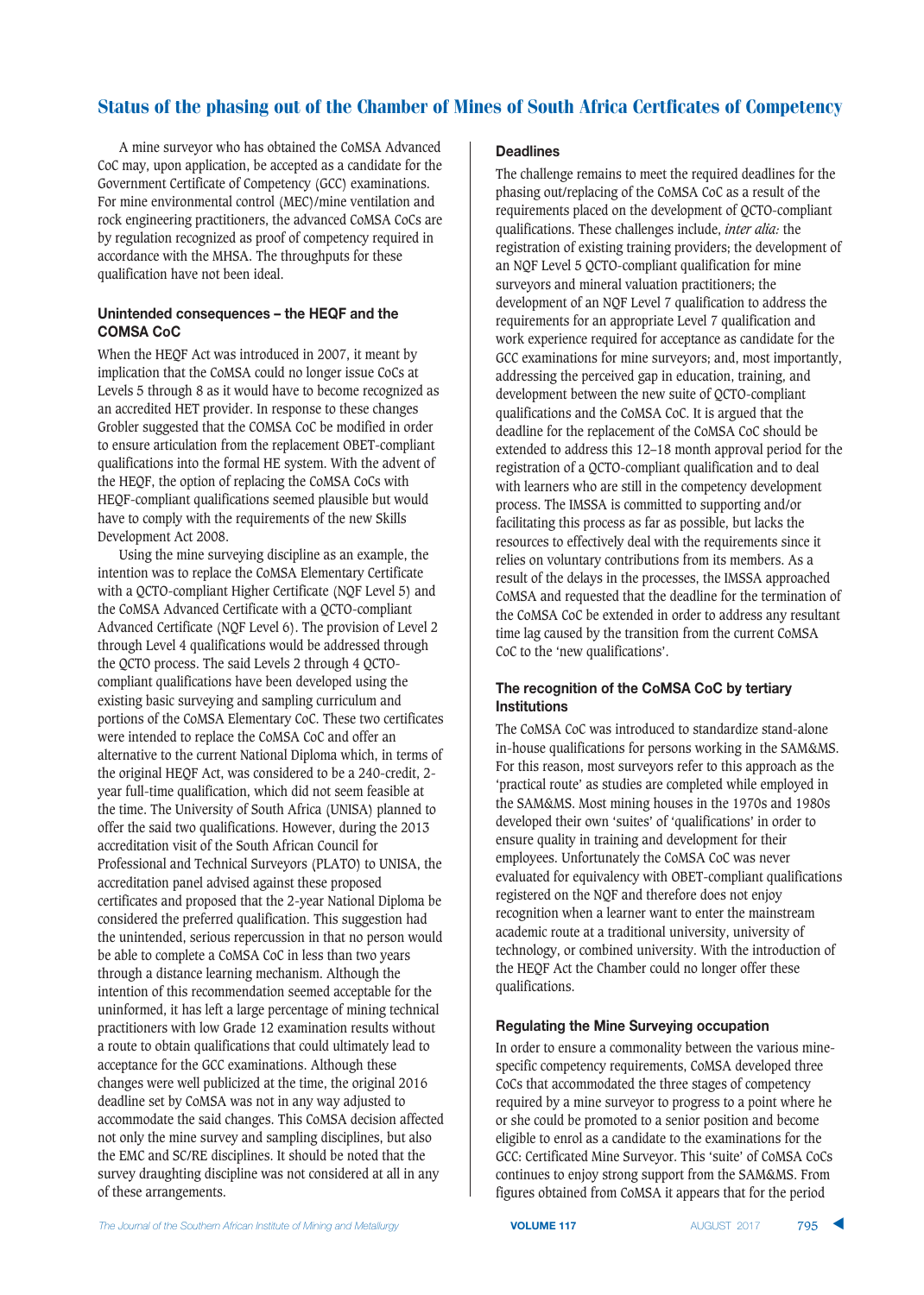A mine surveyor who has obtained the CoMSA Advanced CoC may, upon application, be accepted as a candidate for the Government Certificate of Competency (GCC) examinations. For mine environmental control (MEC)/mine ventilation and rock engineering practitioners, the advanced CoMSA CoCs are by regulation recognized as proof of competency required in accordance with the MHSA. The throughputs for these qualification have not been ideal.

### Unintended consequences – the HEQF and the COMSA CoC

When the HEQF Act was introduced in 2007, it meant by implication that the CoMSA could no longer issue CoCs at Levels 5 through 8 as it would have to become recognized as an accredited HET provider. In response to these changes Grobler suggested that the COMSA CoC be modified in order to ensure articulation from the replacement OBET-compliant qualifications into the formal HE system. With the advent of the HEQF, the option of replacing the CoMSA CoCs with HEQF-compliant qualifications seemed plausible but would have to comply with the requirements of the new Skills Development Act 2008.

Using the mine surveying discipline as an example, the intention was to replace the CoMSA Elementary Certificate with a QCTO-compliant Higher Certificate (NQF Level 5) and the CoMSA Advanced Certificate with a QCTO-compliant Advanced Certificate (NQF Level 6). The provision of Level 2 through Level 4 qualifications would be addressed through the QCTO process. The said Levels 2 through 4 QCTO-compliant qualifications have been developed using the existing basic surveying and sampling curriculum and portions of the CoMSA Elementary CoC. These two certificates were intended to replace the CoMSA CoC and offer an alternative to the current National Diploma which, in terms of the original HEQF Act, was considered to be a 240-credit, 2-year full-time qualification, which did not seem feasible at the time. The University of South Africa (UNISA) planned to offer the said two qualifications. However, during the 2013 accreditation visit of the South African Council for Professional and Technical Surveyors (PLATO) to UNISA, the accreditation panel advised against these proposed certificates and proposed that the 2-year National Diploma be considered the preferred qualification. This suggestion had the unintended, serious repercussion in that no person would be able to complete a CoMSA CoC in less than two years through a distance learning mechanism. Although the intention of this recommendation seemed acceptable for the uninformed, it has left a large percentage of mining technical practitioners with low Grade 12 examination results without a route to obtain qualifications that could ultimately lead to acceptance for the GCC examinations. Although these changes were well publicized at the time, the original 2016 deadline set by CoMSA was not in any way adjusted to accommodate the said changes. This CoMSA decision affected not only the mine survey and sampling disciplines, but also the EMC and SC/RE disciplines. It should be noted that the survey draughting discipline was not considered at all in any of these arrangements.

### Deadlines

The challenge remains to meet the required deadlines for the phasing out/replacing of the CoMSA CoC as a result of the requirements placed on the development of QCTO-compliant qualifications. These challenges include, *inter alia:* the registration of existing training providers; the development of an NQF Level 5 QCTO-compliant qualification for mine surveyors and mineral valuation practitioners; the development of an NQF Level 7 qualification to address the requirements for an appropriate Level 7 qualification and work experience required for acceptance as candidate for the GCC examinations for mine surveyors; and, most importantly, addressing the perceived gap in education, training, and development between the new suite of QCTO-compliant qualifications and the CoMSA CoC. It is argued that the deadline for the replacement of the CoMSA CoC should be extended to address this 12–18 month approval period for the registration of a QCTO-compliant qualification and to deal with learners who are still in the competency development process. The IMSSA is committed to supporting and/or facilitating this process as far as possible, but lacks the resources to effectively deal with the requirements since it relies on voluntary contributions from its members. As a result of the delays in the processes, the IMSSA approached CoMSA and requested that the deadline for the termination of the CoMSA CoC be extended in order to address any resultant time lag caused by the transition from the current CoMSA CoC to the 'new qualifications'.

### The recognition of the CoMSA CoC by tertiary Institutions

The CoMSA CoC was introduced to standardize stand-alone in-house qualifications for persons working in the SAM&MS. For this reason, most surveyors refer to this approach as the 'practical route' as studies are completed while employed in the SAM&MS. Most mining houses in the 1970s and 1980s developed their own 'suites' of 'qualifications' in order to ensure quality in training and development for their employees. Unfortunately the CoMSA CoC was never evaluated for equivalency with OBET-compliant qualifications registered on the NQF and therefore does not enjoy recognition when a learner want to enter the mainstream academic route at a traditional university, university of technology, or combined university. With the introduction of the HEQF Act the Chamber could no longer offer these qualifications.

### Regulating the Mine Surveying occupation

In order to ensure a commonality between the various mine-specific competency requirements, CoMSA developed three CoCs that accommodated the three stages of competency required by a mine surveyor to progress to a point where he or she could be promoted to a senior position and become eligible to enrol as a candidate to the examinations for the GCC: Certificated Mine Surveyor. This 'suite' of CoMSA CoCs continues to enjoy strong support from the SAM&MS. From figures obtained from CoMSA it appears that for the period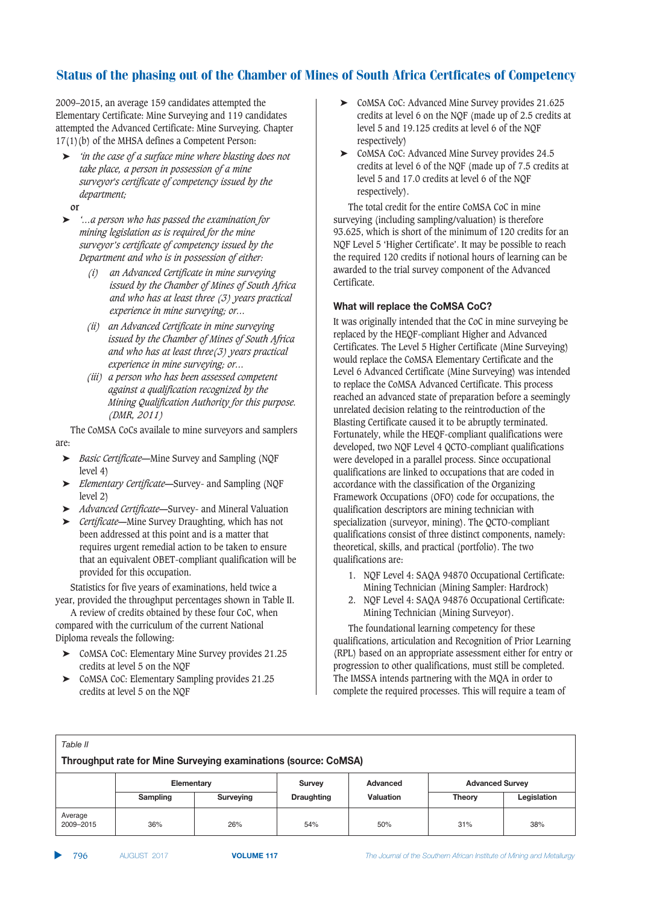2009–2015, an average 159 candidates attempted the Elementary Certificate: Mine Surveying and 119 candidates attempted the Advanced Certificate: Mine Surveying. Chapter 17(1)(b) of the MHSA defines a Competent Person:

- *'in the case of a surface mine where blasting does not take place, a person in possession of a mine surveyor's certificate of competency issued by the department;*

**or**

- *'...a person who has passed the examination for mining legislation as is required for the mine surveyor's certificate of competency issued by the Department and who is in possession of either:*
  - *(i) an Advanced Certificate in mine surveying issued by the Chamber of Mines of South Africa and who has at least three (3) years practical experience in mine surveying; or...*
  - *(ii) an Advanced Certificate in mine surveying issued by the Chamber of Mines of South Africa and who has at least three(3) years practical experience in mine surveying; or...*
  - *(iii) a person who has been assessed competent against a qualification recognized by the Mining Qualification Authority for this purpose. (DMR, 2011)*

The CoMSA CoCs availale to mine surveyors and samplers are:

- *Basic Certificate*—Mine Survey and Sampling (NQF level 4)
- *Elementary Certificate*—Survey- and Sampling (NQF level 2)
- *Advanced Certificate*—Survey- and Mineral Valuation
- *Certificate*—Mine Survey Draughting, which has not been addressed at this point and is a matter that requires urgent remedial action to be taken to ensure that an equivalent OBET-compliant qualification will be provided for this occupation.

Statistics for five years of examinations, held twice a year, provided the throughput percentages shown in Table II.

A review of credits obtained by these four CoC, when compared with the curriculum of the current National Diploma reveals the following:

- CoMSA CoC: Elementary Mine Survey provides 21.25 credits at level 5 on the NQF
- CoMSA CoC: Elementary Sampling provides 21.25 credits at level 5 on the NQF
- CoMSA CoC: Advanced Mine Survey provides 21.625 credits at level 6 on the NQF (made up of 2.5 credits at level 5 and 19.125 credits at level 6 of the NQF respectively)
- CoMSA CoC: Advanced Mine Survey provides 24.5 credits at level 6 of the NQF (made up of 7.5 credits at level 5 and 17.0 credits at level 6 of the NQF respectively).

The total credit for the entire CoMSA CoC in mine surveying (including sampling/valuation) is therefore 93.625, which is short of the minimum of 120 credits for an NQF Level 5 'Higher Certificate'. It may be possible to reach the required 120 credits if notional hours of learning can be awarded to the trial survey component of the Advanced Certificate.

### What will replace the CoMSA CoC?

It was originally intended that the CoC in mine surveying be replaced by the HEQF-compliant Higher and Advanced Certificates. The Level 5 Higher Certificate (Mine Surveying) would replace the CoMSA Elementary Certificate and the Level 6 Advanced Certificate (Mine Surveying) was intended to replace the CoMSA Advanced Certificate. This process reached an advanced state of preparation before a seemingly unrelated decision relating to the reintroduction of the Blasting Certificate caused it to be abruptly terminated. Fortunately, while the HEQF-compliant qualifications were developed, two NQF Level 4 QCTO-compliant qualifications were developed in a parallel process. Since occupational qualifications are linked to occupations that are coded in accordance with the classification of the Organizing Framework Occupations (OFO) code for occupations, the qualification descriptors are mining technician with specialization (surveyor, mining). The QCTO-compliant qualifications consist of three distinct components, namely: theoretical, skills, and practical (portfolio). The two qualifications are:

1. NQF Level 4: SAQA 94870 Occupational Certificate: Mining Technician (Mining Sampler: Hardrock)
2. NQF Level 4: SAQA 94876 Occupational Certificate: Mining Technician (Mining Surveyor).

The foundational learning competency for these qualifications, articulation and Recognition of Prior Learning (RPL) based on an appropriate assessment either for entry or progression to other qualifications, must still be completed. The IMSSA intends partnering with the MQA in order to complete the required processes. This will require a team of

*Table II*

**Throughput rate for Mine Surveying examinations (source: CoMSA)**

| | Elementary | | Survey | Advanced | Advanced Survey | |
|---|---|---|---|---|---|---|
| | Sampling | Surveying | Draughting | Valuation | Theory | Legislation |
| Average 2009–2015 | 36% | 26% | 54% | 50% | 31% | 38% |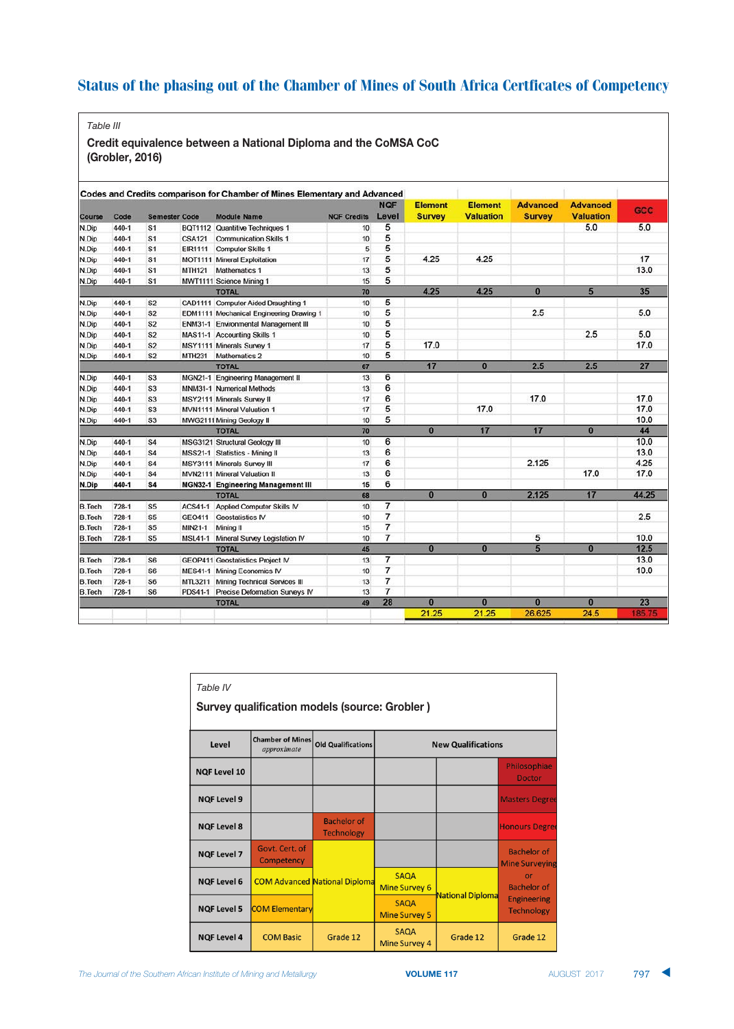# Status of the phasing out of the Chamber of Mines of South Africa Certficates of Competency

*Table III*

**Credit equivalence between a National Diploma and the CoMSA CoC (Grobler, 2016)**

| Codes and Credits comparison for Chamber of Mines Elementary and Advanced | | | | | | | | | | | |
|---|---|---|---|---|---|---|---|---|---|---|---|
| Course | Code | Semester | Code | Module Name | NQF Credits | NQF Level | Element Survey | Element Valuation | Advanced Survey | Advanced Valuation | GCC |
| N.Dip | 440-1 | S1 | BQT1112 | Quantitive Techniques 1 | 10 | 5 | | | | 5.0 | 5.0 |
| N.Dip | 440-1 | S1 | CSA121 | Communication Skills 1 | 10 | 5 | | | | | |
| N.Dip | 440-1 | S1 | EIR1111 | Computer Skills 1 | 5 | 5 | | | | | |
| N.Dip | 440-1 | S1 | MOT1111 | Mineral Exploitation | 17 | 5 | 4.25 | 4.25 | | | 17 |
| N.Dip | 440-1 | S1 | MTH121 | Mathematics 1 | 13 | 5 | | | | | 13.0 |
| N.Dip | 440-1 | S1 | MWT1111 | Science Mining 1 | 15 | 5 | | | | | |
| | | | | TOTAL | 70 | | 4.25 | 4.25 | 0 | 5 | 35 |
| N.Dip | 440-1 | S2 | CAD1111 | Computer Aided Draughting 1 | 10 | 5 | | | | | |
| N.Dip | 440-1 | S2 | EDM1111 | Mechanical Engineering Drawing 1 | 10 | 5 | | | 2.5 | | 5.0 |
| N.Dip | 440-1 | S2 | ENM31-1 | Environmental Management III | 10 | 5 | | | | | |
| N.Dip | 440-1 | S2 | MAS11-1 | Accounting Skills 1 | 10 | 5 | | | | 2.5 | 5.0 |
| N.Dip | 440-1 | S2 | MSY1111 | Minerals Survey 1 | 17 | 5 | 17.0 | | | | 17.0 |
| N.Dip | 440-1 | S2 | MTH231 | Mathematics 2 | 10 | 5 | | | | | |
| | | | | TOTAL | 67 | | 17 | 0 | 2.5 | 2.5 | 27 |
| N.Dip | 440-1 | S3 | MGN21-1 | Engineering Management II | 13 | 6 | | | | | |
| N.Dip | 440-1 | S3 | MNM31-1 | Numerical Methods | 13 | 6 | | | | | |
| N.Dip | 440-1 | S3 | MSY2111 | Minerals Survey II | 17 | 6 | | | 17.0 | | 17.0 |
| N.Dip | 440-1 | S3 | MVN1111 | Mineral Valuation 1 | 17 | 5 | | 17.0 | | | 17.0 |
| N.Dip | 440-1 | S3 | MWG2111 | Mining Geology II | 10 | 5 | | | | | 10.0 |
| | | | | TOTAL | 70 | | 0 | 17 | 17 | 0 | 44 |
| N.Dip | 440-1 | S4 | MSG3121 | Structural Geology III | 10 | 6 | | | | | 10.0 |
| N.Dip | 440-1 | S4 | MSS21-1 | Statistics - Mining II | 13 | 6 | | | | | 13.0 |
| N.Dip | 440-1 | S4 | MSY3111 | Minerals Survey III | 17 | 6 | | | 2.125 | | 4.25 |
| N.Dip | 440-1 | S4 | MVN2111 | Mineral Valuation II | 13 | 6 | | | | 17.0 | 17.0 |
| **N.Dip** | **440-1** | **S4** | **MGN32-1** | **Engineering Management III** | 15 | 6 | | | | | |
| | | | | TOTAL | 68 | | 0 | 0 | 2.125 | 17 | 44.25 |
| B.Tech | 728-1 | S5 | ACS41-1 | Applied Computer Skills IV | 10 | 7 | | | | | |
| B.Tech | 728-1 | S5 | GEO411 | Geostatistics IV | 10 | 7 | | | | | 2.5 |
| B.Tech | 728-1 | S5 | MIN21-1 | Mining II | 15 | 7 | | | | | |
| B.Tech | 728-1 | S5 | MSL41-1 | Mineral Survey Legislation IV | 10 | 7 | | | 5 | | 10.0 |
| | | | | TOTAL | 45 | | 0 | 0 | 5 | 0 | 12.5 |
| B.Tech | 728-1 | S6 | GEOP411 | Geostatistics Project IV | 13 | 7 | | | | | 13.0 |
| B.Tech | 728-1 | S6 | MES41-1 | Mining Economics IV | 10 | 7 | | | | | 10.0 |
| B.Tech | 728-1 | S6 | MTL3211 | Mining Technical Services III | 13 | 7 | | | | | |
| B.Tech | 728-1 | S6 | PDS41-1 | Precise Deformation Surveys IV | 13 | 7 | | | | | |
| | | | | TOTAL | 49 | 28 | 0 | 0 | 0 | 0 | 23 |
| | | | | | | | 21.25 | 21.25 | 26.625 | 24.5 | 185.75 |

*Table IV*

**Survey qualification models (source: Grobler )**

| Level | Chamber of Mines *approximate* | Old Qualifications | New Qualifications | | |
|---|---|---|---|---|---|
| NQF Level 10 | | | | | Philosophiae Doctor |
| NQF Level 9 | | | | | Masters Degree |
| NQF Level 8 | | Bachelor of Technology | | | Honours Degree |
| NQF Level 7 | Govt. Cert. of Competency | National Diploma | | | Bachelor of Mine Surveying or Bachelor of Engineering Technology |
| NQF Level 6 | COM Advanced | National Diploma | SAQA Mine Survey 6 | National Diploma | Bachelor of Mine Surveying or Bachelor of Engineering Technology |
| NQF Level 5 | COM Elementary | National Diploma | SAQA Mine Survey 5 | National Diploma | Bachelor of Mine Surveying or Bachelor of Engineering Technology |
| NQF Level 4 | COM Basic | Grade 12 | SAQA Mine Survey 4 | Grade 12 | Grade 12 |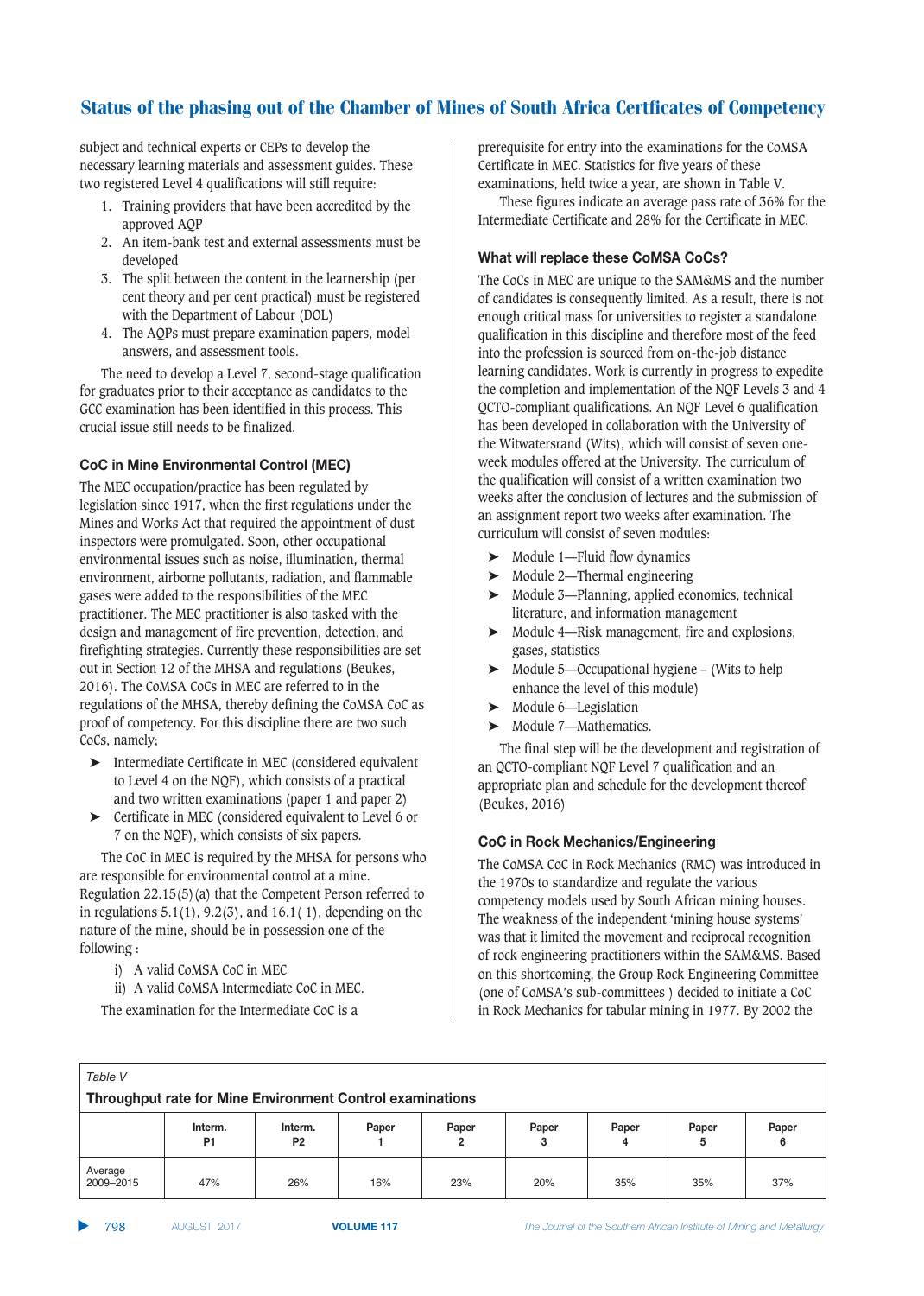subject and technical experts or CEPs to develop the necessary learning materials and assessment guides. These two registered Level 4 qualifications will still require:

1. Training providers that have been accredited by the approved AQP
2. An item-bank test and external assessments must be developed
3. The split between the content in the learnership (per cent theory and per cent practical) must be registered with the Department of Labour (DOL)
4. The AQPs must prepare examination papers, model answers, and assessment tools.

The need to develop a Level 7, second-stage qualification for graduates prior to their acceptance as candidates to the GCC examination has been identified in this process. This crucial issue still needs to be finalized.

### CoC in Mine Environmental Control (MEC)

The MEC occupation/practice has been regulated by legislation since 1917, when the first regulations under the Mines and Works Act that required the appointment of dust inspectors were promulgated. Soon, other occupational environmental issues such as noise, illumination, thermal environment, airborne pollutants, radiation, and flammable gases were added to the responsibilities of the MEC practitioner. The MEC practitioner is also tasked with the design and management of fire prevention, detection, and firefighting strategies. Currently these responsibilities are set out in Section 12 of the MHSA and regulations (Beukes, 2016). The CoMSA CoCs in MEC are referred to in the regulations of the MHSA, thereby defining the CoMSA CoC as proof of competency. For this discipline there are two such CoCs, namely;

- Intermediate Certificate in MEC (considered equivalent to Level 4 on the NQF), which consists of a practical and two written examinations (paper 1 and paper 2)
- Certificate in MEC (considered equivalent to Level 6 or 7 on the NQF), which consists of six papers.

The CoC in MEC is required by the MHSA for persons who are responsible for environmental control at a mine. Regulation 22.15(5)(a) that the Competent Person referred to in regulations 5.1(1), 9.2(3), and 16.1( 1), depending on the nature of the mine, should be in possession one of the following :

i) A valid CoMSA CoC in MEC
ii) A valid CoMSA Intermediate CoC in MEC.

The examination for the Intermediate CoC is a prerequisite for entry into the examinations for the CoMSA Certificate in MEC. Statistics for five years of these examinations, held twice a year, are shown in Table V.

These figures indicate an average pass rate of 36% for the Intermediate Certificate and 28% for the Certificate in MEC.

### What will replace these CoMSA CoCs?

The CoCs in MEC are unique to the SAM&MS and the number of candidates is consequently limited. As a result, there is not enough critical mass for universities to register a standalone qualification in this discipline and therefore most of the feed into the profession is sourced from on-the-job distance learning candidates. Work is currently in progress to expedite the completion and implementation of the NQF Levels 3 and 4 QCTO-compliant qualifications. An NQF Level 6 qualification has been developed in collaboration with the University of the Witwatersrand (Wits), which will consist of seven one-week modules offered at the University. The curriculum of the qualification will consist of a written examination two weeks after the conclusion of lectures and the submission of an assignment report two weeks after examination. The curriculum will consist of seven modules:

- Module 1—Fluid flow dynamics
- Module 2—Thermal engineering
- Module 3—Planning, applied economics, technical literature, and information management
- Module 4—Risk management, fire and explosions, gases, statistics
- Module 5—Occupational hygiene – (Wits to help enhance the level of this module)
- Module 6—Legislation
- Module 7—Mathematics.

The final step will be the development and registration of an QCTO-compliant NQF Level 7 qualification and an appropriate plan and schedule for the development thereof (Beukes, 2016)

### CoC in Rock Mechanics/Engineering

The CoMSA CoC in Rock Mechanics (RMC) was introduced in the 1970s to standardize and regulate the various competency models used by South African mining houses. The weakness of the independent 'mining house systems' was that it limited the movement and reciprocal recognition of rock engineering practitioners within the SAM&MS. Based on this shortcoming, the Group Rock Engineering Committee (one of CoMSA's sub-committees ) decided to initiate a CoC in Rock Mechanics for tabular mining in 1977. By 2002 the

*Table V*

**Throughput rate for Mine Environment Control examinations**

| | Interm. P1 | Interm. P2 | Paper 1 | Paper 2 | Paper 3 | Paper 4 | Paper 5 | Paper 6 |
|---|---|---|---|---|---|---|---|---|
| Average 2009–2015 | 47% | 26% | 16% | 23% | 20% | 35% | 35% | 37% |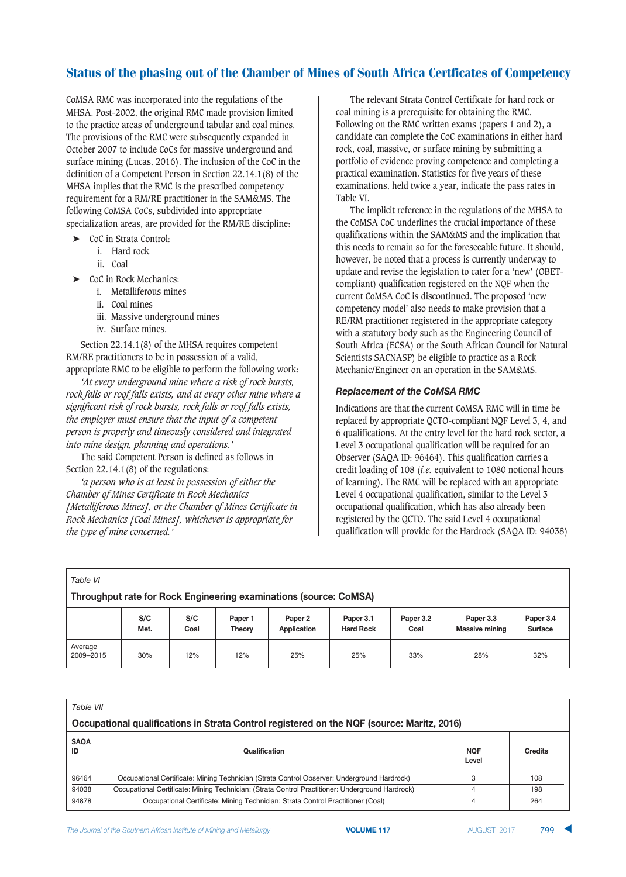## Status of the phasing out of the Chamber of Mines of South Africa Certficates of Competency

CoMSA RMC was incorporated into the regulations of the MHSA. Post-2002, the original RMC made provision limited to the practice areas of underground tabular and coal mines. The provisions of the RMC were subsequently expanded in October 2007 to include CoCs for massive underground and surface mining (Lucas, 2016). The inclusion of the CoC in the definition of a Competent Person in Section 22.14.1(8) of the MHSA implies that the RMC is the prescribed competency requirement for a RM/RE practitioner in the SAM&MS. The following CoMSA CoCs, subdivided into appropriate specialization areas, are provided for the RM/RE discipline:

- CoC in Strata Control:
  - i. Hard rock
  - ii. Coal
- CoC in Rock Mechanics:
  - i. Metalliferous mines
  - ii. Coal mines
  - iii. Massive underground mines
  - iv. Surface mines.

Section 22.14.1(8) of the MHSA requires competent RM/RE practitioners to be in possession of a valid, appropriate RMC to be eligible to perform the following work:

*'At every underground mine where a risk of rock bursts, rock falls or roof falls exists, and at every other mine where a significant risk of rock bursts, rock falls or roof falls exists, the employer must ensure that the input of a competent person is properly and timeously considered and integrated into mine design, planning and operations.'*

The said Competent Person is defined as follows in Section 22.14.1(8) of the regulations:

*'a person who is at least in possession of either the Chamber of Mines Certificate in Rock Mechanics [Metalliferous Mines], or the Chamber of Mines Certificate in Rock Mechanics [Coal Mines], whichever is appropriate for the type of mine concerned.'*

The relevant Strata Control Certificate for hard rock or coal mining is a prerequisite for obtaining the RMC. Following on the RMC written exams (papers 1 and 2), a candidate can complete the CoC examinations in either hard rock, coal, massive, or surface mining by submitting a portfolio of evidence proving competence and completing a practical examination. Statistics for five years of these examinations, held twice a year, indicate the pass rates in Table VI.

The implicit reference in the regulations of the MHSA to the CoMSA CoC underlines the crucial importance of these qualifications within the SAM&MS and the implication that this needs to remain so for the foreseeable future. It should, however, be noted that a process is currently underway to update and revise the legislation to cater for a 'new' (OBET-compliant) qualification registered on the NQF when the current CoMSA CoC is discontinued. The proposed 'new competency model' also needs to make provision that a RE/RM practitioner registered in the appropriate category with a statutory body such as the Engineering Council of South Africa (ECSA) or the South African Council for Natural Scientists SACNASP) be eligible to practise as a Rock Mechanic/Engineer on an operation in the SAM&MS.

### *Replacement of the CoMSA RMC*

Indications are that the current CoMSA RMC will in time be replaced by appropriate QCTO-compliant NQF Level 3, 4, and 6 qualifications. At the entry level for the hard rock sector, a Level 3 occupational qualification will be required for an Observer (SAQA ID: 96464). This qualification carries a credit loading of 108 (*i.e.* equivalent to 1080 notional hours of learning). The RMC will be replaced with an appropriate Level 4 occupational qualification, similar to the Level 3 occupational qualification, which has also already been registered by the QCTO. The said Level 4 occupational qualification will provide for the Hardrock (SAQA ID: 94038)

*Table VI*

**Throughput rate for Rock Engineering examinations (source: CoMSA)**

| | S/C Met. | S/C Coal | Paper 1 Theory | Paper 2 Application | Paper 3.1 Hard Rock | Paper 3.2 Coal | Paper 3.3 Massive mining | Paper 3.4 Surface |
|---|---|---|---|---|---|---|---|---|
| Average 2009–2015 | 30% | 12% | 12% | 25% | 25% | 33% | 28% | 32% |

*Table VII*

**Occupational qualifications in Strata Control registered on the NQF (source: Maritz, 2016)**

| SAQA ID | Qualification | NQF Level | Credits |
|---|---|---|---|
| 96464 | Occupational Certificate: Mining Technician (Strata Control Observer: Underground Hardrock) | 3 | 108 |
| 94038 | Occupational Certificate: Mining Technician: (Strata Control Practitioner: Underground Hardrock) | 4 | 198 |
| 94878 | Occupational Certificate: Mining Technician: Strata Control Practitioner (Coal) | 4 | 264 |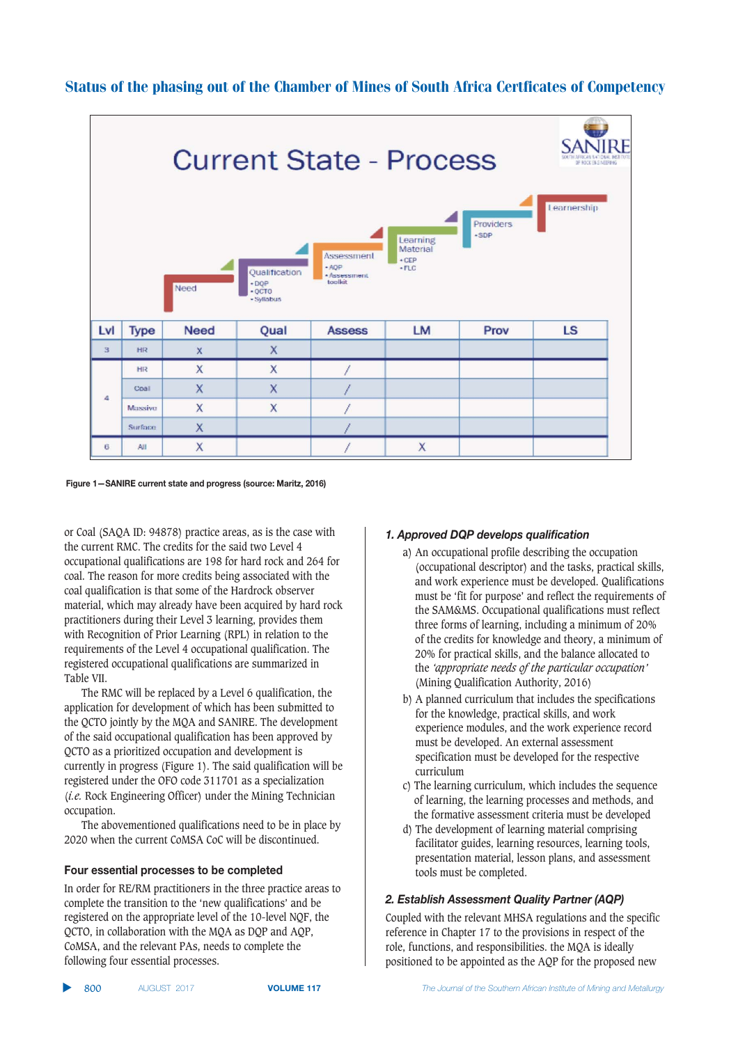## Status of the phasing out of the Chamber of Mines of South Africa Certficates of Competency

**Current State - Process**

Need → Qualification (DQP, QCTO, Syllabus) → Assessment (AQP, Assessment toolkit) → Learning Material (CEP, FLC) → Providers (SDP) → Learnership

| Lvl | Type | Need | Qual | Assess | LM | Prov | LS |
|---|---|---|---|---|---|---|---|
| 3 | HR | X | X | | | | |
| 4 | HR | X | X | / | | | |
| | Coal | X | X | / | | | |
| | Massive | X | X | / | | | |
| | Surface | X | | / | | | |
| 6 | All | X | | / | X | | |

**Figure 1—SANIRE current state and progress (source: Maritz, 2016)**

or Coal (SAQA ID: 94878) practice areas, as is the case with the current RMC. The credits for the said two Level 4 occupational qualifications are 198 for hard rock and 264 for coal. The reason for more credits being associated with the coal qualification is that some of the Hardrock observer material, which may already have been acquired by hard rock practitioners during their Level 3 learning, provides them with Recognition of Prior Learning (RPL) in relation to the requirements of the Level 4 occupational qualification. The registered occupational qualifications are summarized in Table VII.

The RMC will be replaced by a Level 6 qualification, the application for development of which has been submitted to the QCTO jointly by the MQA and SANIRE. The development of the said occupational qualification has been approved by QCTO as a prioritized occupation and development is currently in progress (Figure 1). The said qualification will be registered under the OFO code 311701 as a specialization (*i.e.* Rock Engineering Officer) under the Mining Technician occupation.

The abovementioned qualifications need to be in place by 2020 when the current CoMSA CoC will be discontinued.

### Four essential processes to be completed

In order for RE/RM practitioners in the three practice areas to complete the transition to the 'new qualifications' and be registered on the appropriate level of the 10-level NQF, the QCTO, in collaboration with the MQA as DQP and AQP, CoMSA, and the relevant PAs, needs to complete the following four essential processes.

#### *1. Approved DQP develops qualification*

a) An occupational profile describing the occupation (occupational descriptor) and the tasks, practical skills, and work experience must be developed. Qualifications must be 'fit for purpose' and reflect the requirements of the SAM&MS. Occupational qualifications must reflect three forms of learning, including a minimum of 20% of the credits for knowledge and theory, a minimum of 20% for practical skills, and the balance allocated to the *'appropriate needs of the particular occupation'* (Mining Qualification Authority, 2016)

b) A planned curriculum that includes the specifications for the knowledge, practical skills, and work experience modules, and the work experience record must be developed. An external assessment specification must be developed for the respective curriculum

c) The learning curriculum, which includes the sequence of learning, the learning processes and methods, and the formative assessment criteria must be developed

d) The development of learning material comprising facilitator guides, learning resources, learning tools, presentation material, lesson plans, and assessment tools must be completed.

#### *2. Establish Assessment Quality Partner (AQP)*

Coupled with the relevant MHSA regulations and the specific reference in Chapter 17 to the provisions in respect of the role, functions, and responsibilities. the MQA is ideally positioned to be appointed as the AQP for the proposed new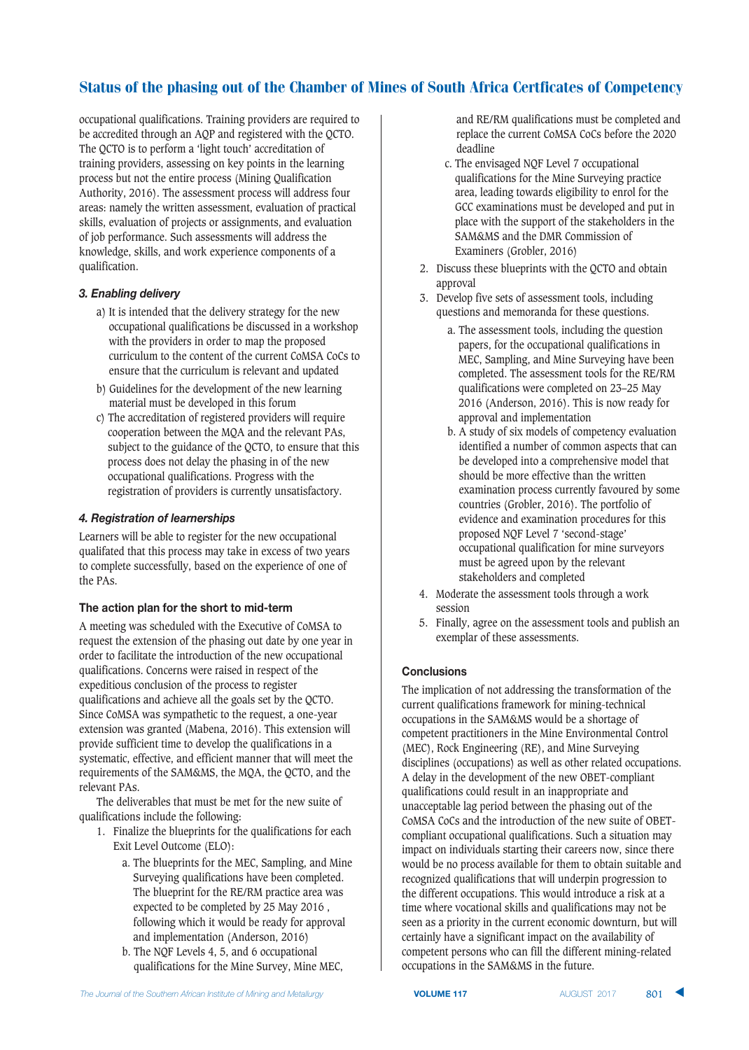occupational qualifications. Training providers are required to be accredited through an AQP and registered with the QCTO. The QCTO is to perform a 'light touch' accreditation of training providers, assessing on key points in the learning process but not the entire process (Mining Qualification Authority, 2016). The assessment process will address four areas: namely the written assessment, evaluation of practical skills, evaluation of projects or assignments, and evaluation of job performance. Such assessments will address the knowledge, skills, and work experience components of a qualification.

### *3. Enabling delivery*

a) It is intended that the delivery strategy for the new occupational qualifications be discussed in a workshop with the providers in order to map the proposed curriculum to the content of the current CoMSA CoCs to ensure that the curriculum is relevant and updated
b) Guidelines for the development of the new learning material must be developed in this forum
c) The accreditation of registered providers will require cooperation between the MQA and the relevant PAs, subject to the guidance of the QCTO, to ensure that this process does not delay the phasing in of the new occupational qualifications. Progress with the registration of providers is currently unsatisfactory.

### *4. Registration of learnerships*

Learners will be able to register for the new occupational qualifated that this process may take in excess of two years to complete successfully, based on the experience of one of the PAs.

## The action plan for the short to mid-term

A meeting was scheduled with the Executive of CoMSA to request the extension of the phasing out date by one year in order to facilitate the introduction of the new occupational qualifications. Concerns were raised in respect of the expeditious conclusion of the process to register qualifications and achieve all the goals set by the QCTO. Since CoMSA was sympathetic to the request, a one-year extension was granted (Mabena, 2016). This extension will provide sufficient time to develop the qualifications in a systematic, effective, and efficient manner that will meet the requirements of the SAM&MS, the MQA, the QCTO, and the relevant PAs.

The deliverables that must be met for the new suite of qualifications include the following:

1. Finalize the blueprints for the qualifications for each Exit Level Outcome (ELO):
   a. The blueprints for the MEC, Sampling, and Mine Surveying qualifications have been completed. The blueprint for the RE/RM practice area was expected to be completed by 25 May 2016 , following which it would be ready for approval and implementation (Anderson, 2016)
   b. The NQF Levels 4, 5, and 6 occupational qualifications for the Mine Survey, Mine MEC, and RE/RM qualifications must be completed and replace the current CoMSA CoCs before the 2020 deadline
   c. The envisaged NQF Level 7 occupational qualifications for the Mine Surveying practice area, leading towards eligibility to enrol for the GCC examinations must be developed and put in place with the support of the stakeholders in the SAM&MS and the DMR Commission of Examiners (Grobler, 2016)
2. Discuss these blueprints with the QCTO and obtain approval
3. Develop five sets of assessment tools, including questions and memoranda for these questions.
   a. The assessment tools, including the question papers, for the occupational qualifications in MEC, Sampling, and Mine Surveying have been completed. The assessment tools for the RE/RM qualifications were completed on 23–25 May 2016 (Anderson, 2016). This is now ready for approval and implementation
   b. A study of six models of competency evaluation identified a number of common aspects that can be developed into a comprehensive model that should be more effective than the written examination process currently favoured by some countries (Grobler, 2016). The portfolio of evidence and examination procedures for this proposed NQF Level 7 'second-stage' occupational qualification for mine surveyors must be agreed upon by the relevant stakeholders and completed
4. Moderate the assessment tools through a work session
5. Finally, agree on the assessment tools and publish an exemplar of these assessments.

## Conclusions

The implication of not addressing the transformation of the current qualifications framework for mining-technical occupations in the SAM&MS would be a shortage of competent practitioners in the Mine Environmental Control (MEC), Rock Engineering (RE), and Mine Surveying disciplines (occupations) as well as other related occupations. A delay in the development of the new OBET-compliant qualifications could result in an inappropriate and unacceptable lag period between the phasing out of the CoMSA CoCs and the introduction of the new suite of OBET-compliant occupational qualifications. Such a situation may impact on individuals starting their careers now, since there would be no process available for them to obtain suitable and recognized qualifications that will underpin progression to the different occupations. This would introduce a risk at a time where vocational skills and qualifications may not be seen as a priority in the current economic downturn, but will certainly have a significant impact on the availability of competent persons who can fill the different mining-related occupations in the SAM&MS in the future.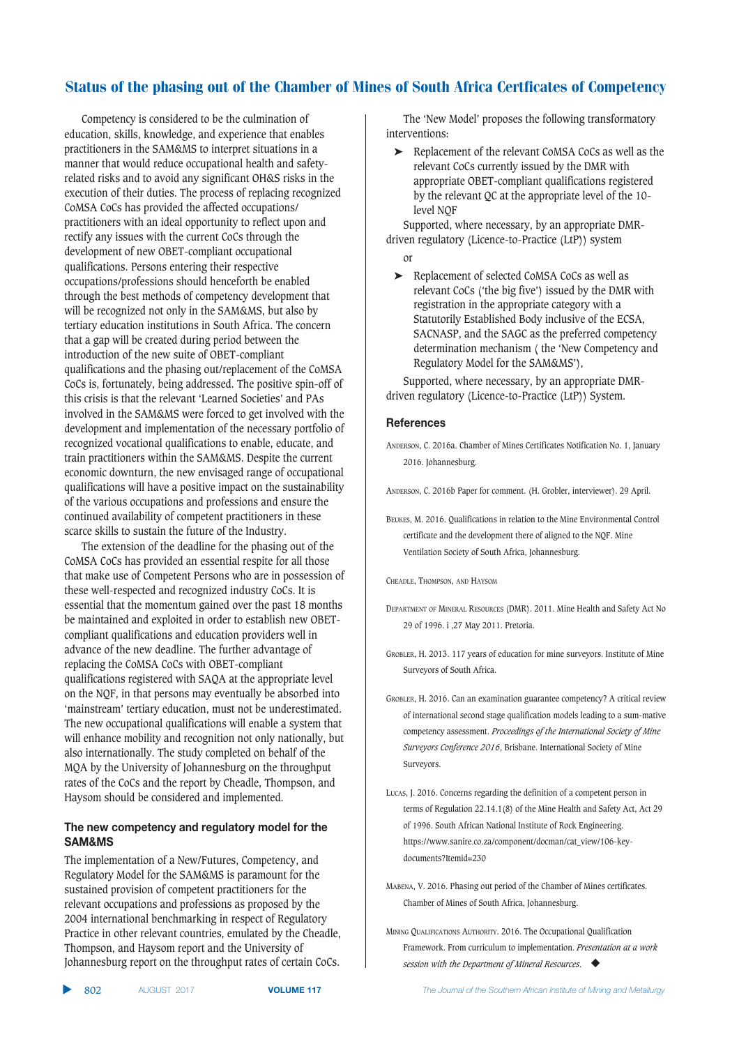Competency is considered to be the culmination of education, skills, knowledge, and experience that enables practitioners in the SAM&MS to interpret situations in a manner that would reduce occupational health and safety-related risks and to avoid any significant OH&S risks in the execution of their duties. The process of replacing recognized CoMSA CoCs has provided the affected occupations/ practitioners with an ideal opportunity to reflect upon and rectify any issues with the current CoCs through the development of new OBET-compliant occupational qualifications. Persons entering their respective occupations/professions should henceforth be enabled through the best methods of competency development that will be recognized not only in the SAM&MS, but also by tertiary education institutions in South Africa. The concern that a gap will be created during period between the introduction of the new suite of OBET-compliant qualifications and the phasing out/replacement of the CoMSA CoCs is, fortunately, being addressed. The positive spin-off of this crisis is that the relevant 'Learned Societies' and PAs involved in the SAM&MS were forced to get involved with the development and implementation of the necessary portfolio of recognized vocational qualifications to enable, educate, and train practitioners within the SAM&MS. Despite the current economic downturn, the new envisaged range of occupational qualifications will have a positive impact on the sustainability of the various occupations and professions and ensure the continued availability of competent practitioners in these scarce skills to sustain the future of the Industry.

The extension of the deadline for the phasing out of the CoMSA CoCs has provided an essential respite for all those that make use of Competent Persons who are in possession of these well-respected and recognized industry CoCs. It is essential that the momentum gained over the past 18 months be maintained and exploited in order to establish new OBET-compliant qualifications and education providers well in advance of the new deadline. The further advantage of replacing the CoMSA CoCs with OBET-compliant qualifications registered with SAQA at the appropriate level on the NQF, in that persons may eventually be absorbed into 'mainstream' tertiary education, must not be underestimated. The new occupational qualifications will enable a system that will enhance mobility and recognition not only nationally, but also internationally. The study completed on behalf of the MQA by the University of Johannesburg on the throughput rates of the CoCs and the report by Cheadle, Thompson, and Haysom should be considered and implemented.

### The new competency and regulatory model for the SAM&MS

The implementation of a New/Futures, Competency, and Regulatory Model for the SAM&MS is paramount for the sustained provision of competent practitioners for the relevant occupations and professions as proposed by the 2004 international benchmarking in respect of Regulatory Practice in other relevant countries, emulated by the Cheadle, Thompson, and Haysom report and the University of Johannesburg report on the throughput rates of certain CoCs.

The 'New Model' proposes the following transformatory interventions:

- ➤ Replacement of the relevant CoMSA CoCs as well as the relevant CoCs currently issued by the DMR with appropriate OBET-compliant qualifications registered by the relevant QC at the appropriate level of the 10-level NQF

Supported, where necessary, by an appropriate DMR-driven regulatory (Licence-to-Practice (LtP)) system

or

- ➤ Replacement of selected CoMSA CoCs as well as relevant CoCs ('the big five') issued by the DMR with registration in the appropriate category with a Statutorily Established Body inclusive of the ECSA, SACNASP, and the SAGC as the preferred competency determination mechanism ( the 'New Competency and Regulatory Model for the SAM&MS'),

Supported, where necessary, by an appropriate DMR-driven regulatory (Licence-to-Practice (LtP)) System.

### References

Anderson, C. 2016a. Chamber of Mines Certificates Notification No. 1, January 2016. Johannesburg.

Anderson, C. 2016b Paper for comment. (H. Grobler, interviewer). 29 April.

Beukes, M. 2016. Qualifications in relation to the Mine Environmental Control certificate and the development there of aligned to the NQF. Mine Ventilation Society of South Africa, Johannesburg.

Cheadle, Thompson, and Haysom

Department of Mineral Resources (DMR). 2011. Mine Health and Safety Act No 29 of 1996. i ,27 May 2011. Pretoria.

Grobler, H. 2013. 117 years of education for mine surveyors. Institute of Mine Surveyors of South Africa.

Grobler, H. 2016. Can an examination guarantee competency? A critical review of international second stage qualification models leading to a sum-mative competency assessment. *Proceedings of the International Society of Mine Surveyors Conference 2016*, Brisbane. International Society of Mine Surveyors.

Lucas, J. 2016. Concerns regarding the definition of a competent person in terms of Regulation 22.14.1(8) of the Mine Health and Safety Act, Act 29 of 1996. South African National Institute of Rock Engineering. https://www.sanire.co.za/component/docman/cat_view/106-key-documents?Itemid=230

Mabena, V. 2016. Phasing out period of the Chamber of Mines certificates. Chamber of Mines of South Africa, Johannesburg.

Mining Qualifications Authority. 2016. The Occupational Qualification Framework. From curriculum to implementation. *Presentation at a work session with the Department of Mineral Resources.* ◆